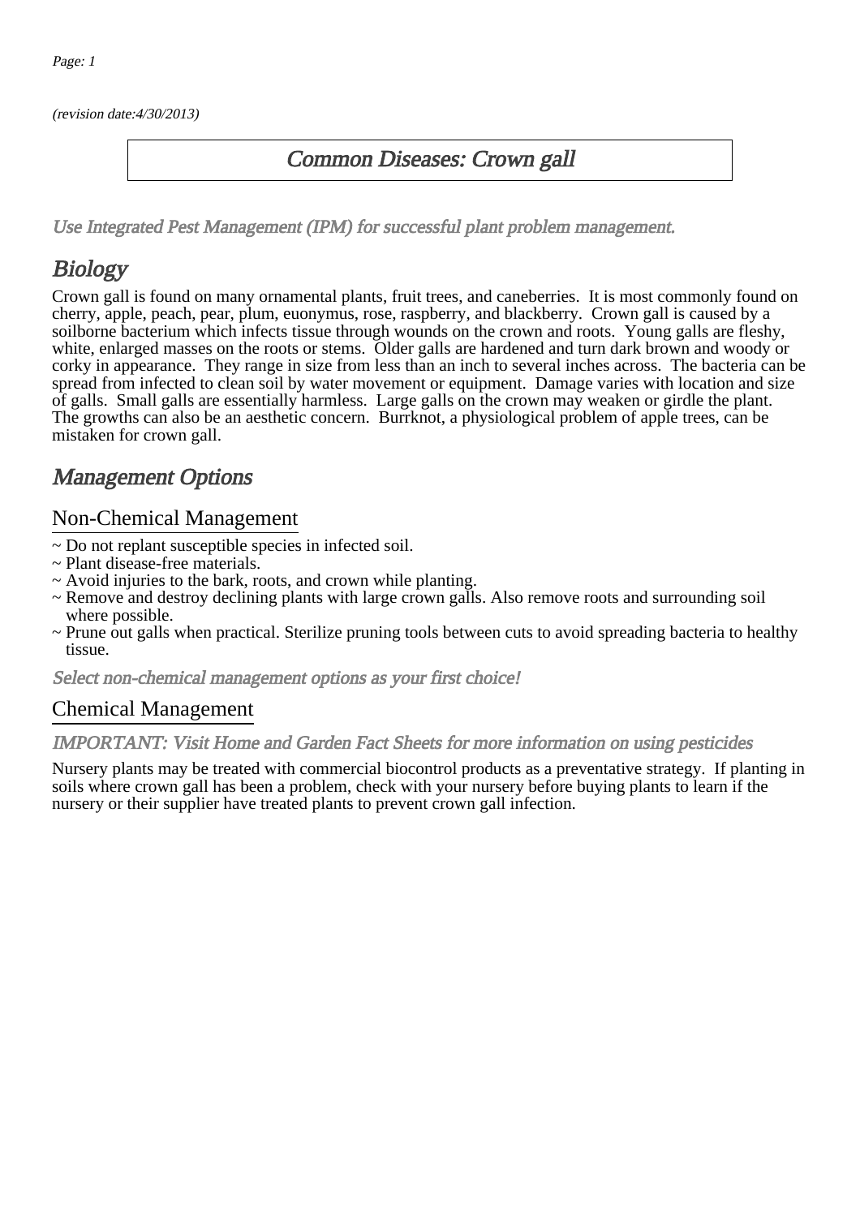(revision date:4/30/2013)

# Common Diseases: Crown gall

*Use Integrated Pest Management (IPM) for successful plant problem management.*

## Biology

Crown gall is found on many ornamental plants, fruit trees, and caneberries. It is most commonly found on cherry, apple, peach, pear, plum, euonymus, rose, raspberry, and blackberry. Crown gall is caused by a soilborne bacterium which infects tissue through wounds on the crown and roots. Young galls are fleshy, white, enlarged masses on the roots or stems. Older galls are hardened and turn dark brown and woody or corky in appearance. They range in size from less than an inch to several inches across. The bacteria can be spread from infected to clean soil by water movement or equipment. Damage varies with location and size of galls. Small galls are essentially harmless. Large galls on the crown may weaken or girdle the plant. The growths can also be an aesthetic concern. Burrknot, a physiological problem of apple trees, can be mistaken for crown gall.

## Management Options

### Non-Chemical Management

~ Do not replant susceptible species in infected soil.
~ Plant disease-free materials.
~ Avoid injuries to the bark, roots, and crown while planting.
~ Remove and destroy declining plants with large crown galls. Also remove roots and surrounding soil where possible.
~ Prune out galls when practical. Sterilize pruning tools between cuts to avoid spreading bacteria to healthy tissue.

*Select non-chemical management options as your first choice!*

### Chemical Management

*IMPORTANT: Visit Home and Garden Fact Sheets for more information on using pesticides*

Nursery plants may be treated with commercial biocontrol products as a preventative strategy. If planting in soils where crown gall has been a problem, check with your nursery before buying plants to learn if the nursery or their supplier have treated plants to prevent crown gall infection.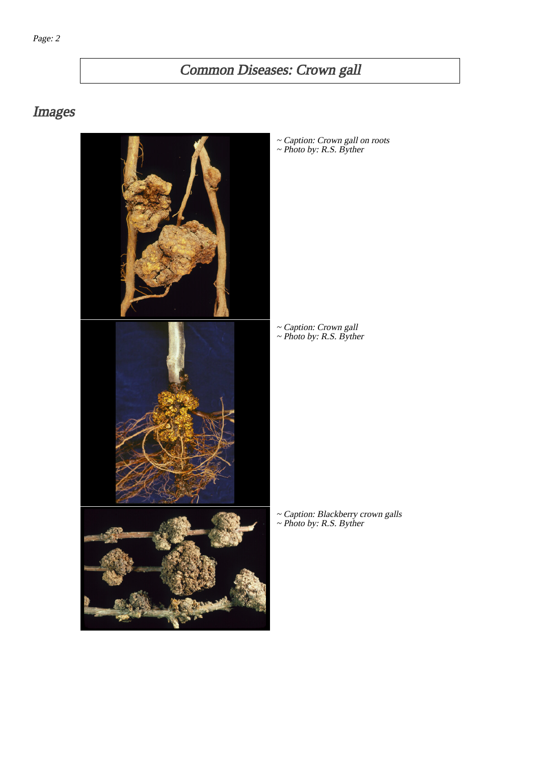# Common Diseases: Crown gall

## Images

~ Caption: Crown gall on roots
~ Photo by: R.S. Byther

~ Caption: Crown gall
~ Photo by: R.S. Byther

~ Caption: Blackberry crown galls
~ Photo by: R.S. Byther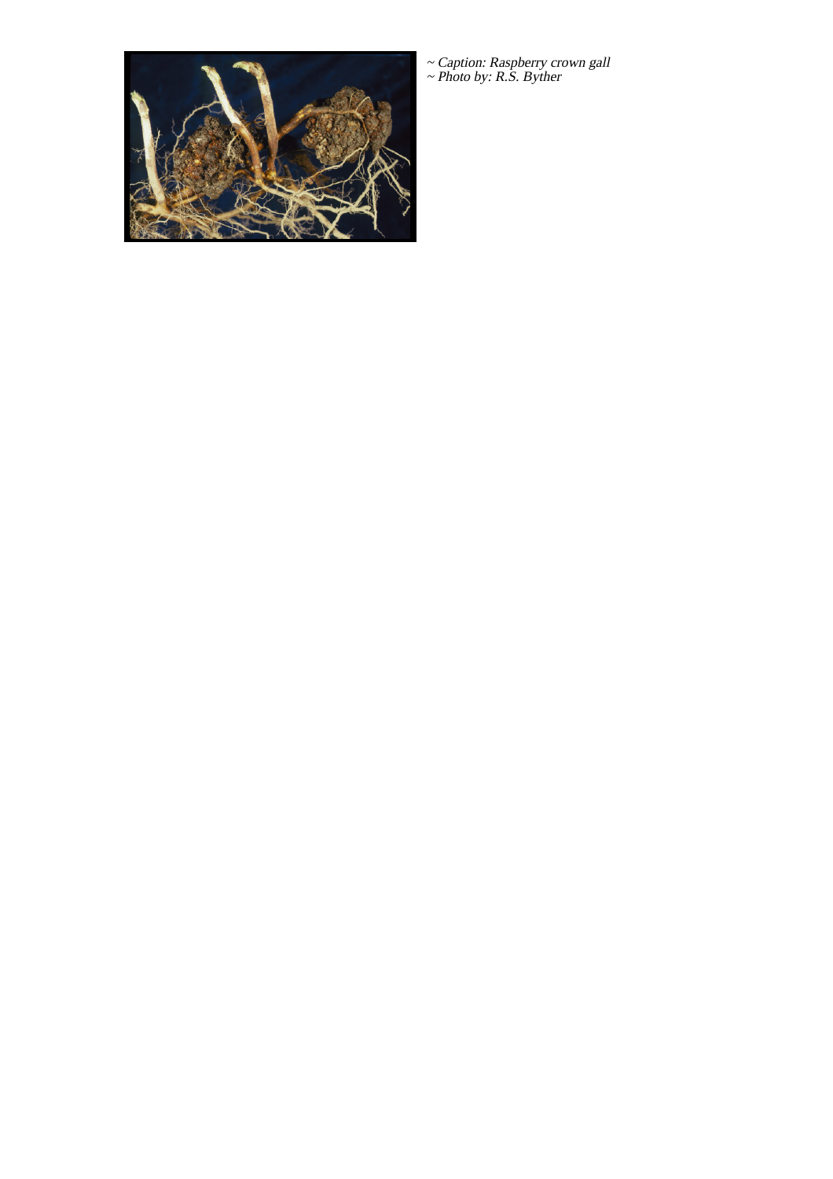~ *Caption: Raspberry crown gall*
~ *Photo by: R.S. Byther*